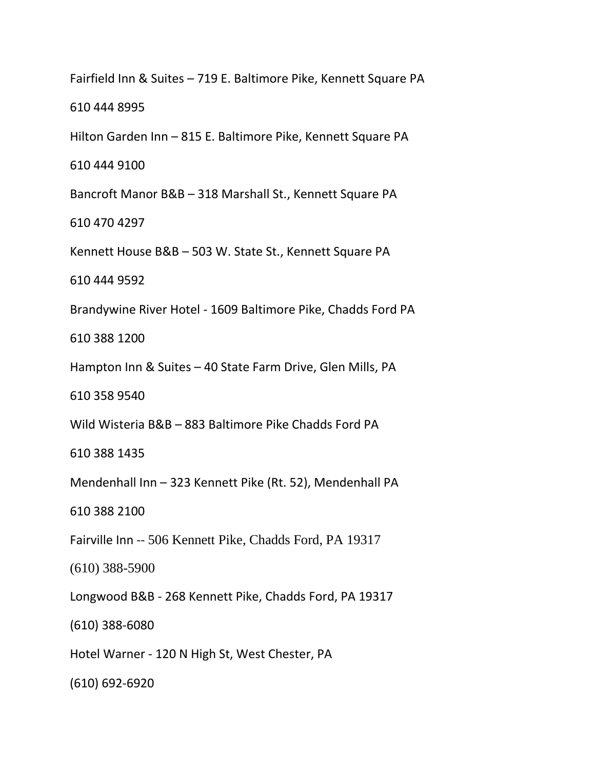Fairfield Inn & Suites – 719 E. Baltimore Pike, Kennett Square PA

610 444 8995

Hilton Garden Inn – 815 E. Baltimore Pike, Kennett Square PA

610 444 9100

Bancroft Manor B&B – 318 Marshall St., Kennett Square PA

610 470 4297

Kennett House B&B – 503 W. State St., Kennett Square PA

610 444 9592

Brandywine River Hotel - 1609 Baltimore Pike, Chadds Ford PA

610 388 1200

Hampton Inn & Suites – 40 State Farm Drive, Glen Mills, PA

610 358 9540

Wild Wisteria B&B – 883 Baltimore Pike Chadds Ford PA

610 388 1435

Mendenhall Inn – 323 Kennett Pike (Rt. 52), Mendenhall PA

610 388 2100

Fairville Inn -- 506 Kennett Pike, Chadds Ford, PA 19317

(610) 388-5900

Longwood B&B - 268 Kennett Pike, Chadds Ford, PA 19317

(610) 388-6080

Hotel Warner - 120 N High St, West Chester, PA

(610) 692-6920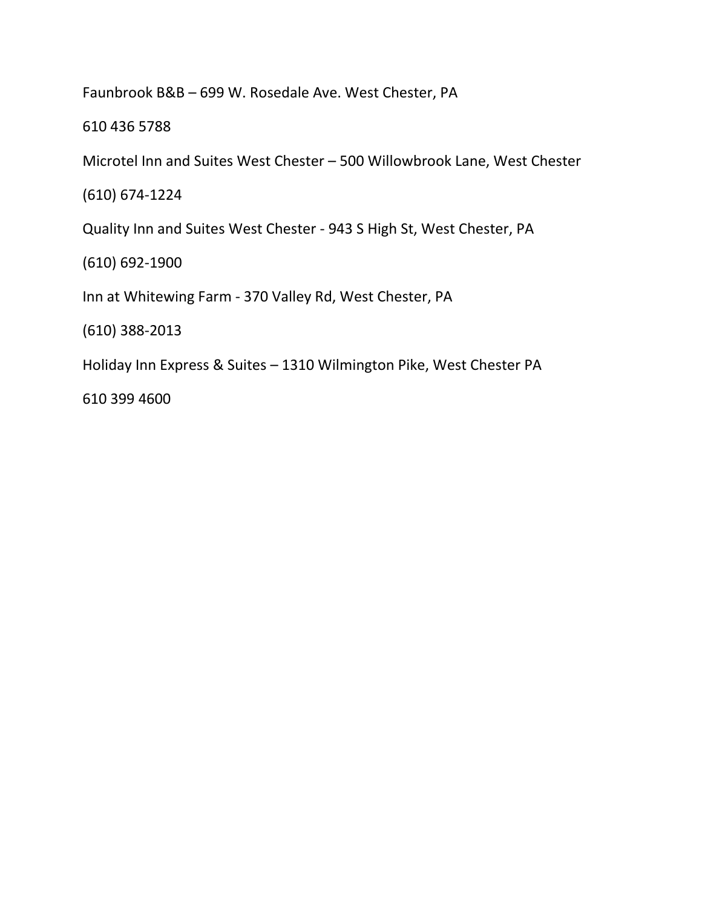Faunbrook B&B – 699 W. Rosedale Ave. West Chester, PA

610 436 5788

Microtel Inn and Suites West Chester – 500 Willowbrook Lane, West Chester

(610) 674-1224

Quality Inn and Suites West Chester - 943 S High St, West Chester, PA

(610) 692-1900

Inn at Whitewing Farm - 370 Valley Rd, West Chester, PA

(610) 388-2013

Holiday Inn Express & Suites – 1310 Wilmington Pike, West Chester PA

610 399 4600